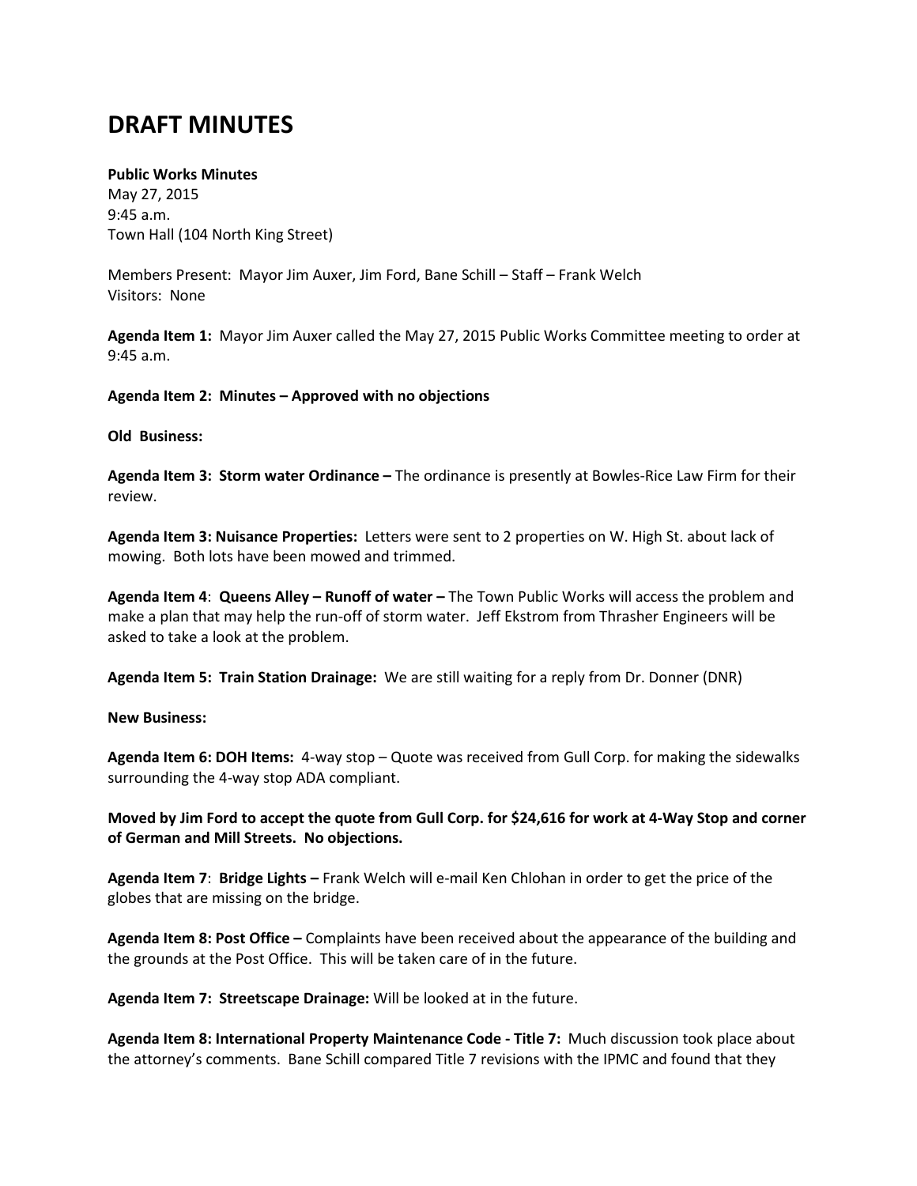# DRAFT MINUTES

**Public Works Minutes**
May 27, 2015
9:45 a.m.
Town Hall (104 North King Street)

Members Present: Mayor Jim Auxer, Jim Ford, Bane Schill – Staff – Frank Welch
Visitors: None

**Agenda Item 1:** Mayor Jim Auxer called the May 27, 2015 Public Works Committee meeting to order at 9:45 a.m.

**Agenda Item 2: Minutes – Approved with no objections**

**Old Business:**

**Agenda Item 3: Storm water Ordinance –** The ordinance is presently at Bowles-Rice Law Firm for their review.

**Agenda Item 3: Nuisance Properties:** Letters were sent to 2 properties on W. High St. about lack of mowing. Both lots have been mowed and trimmed.

**Agenda Item 4**: **Queens Alley – Runoff of water –** The Town Public Works will access the problem and make a plan that may help the run-off of storm water. Jeff Ekstrom from Thrasher Engineers will be asked to take a look at the problem.

**Agenda Item 5: Train Station Drainage:** We are still waiting for a reply from Dr. Donner (DNR)

**New Business:**

**Agenda Item 6: DOH Items:** 4-way stop – Quote was received from Gull Corp. for making the sidewalks surrounding the 4-way stop ADA compliant.

**Moved by Jim Ford to accept the quote from Gull Corp. for $24,616 for work at 4-Way Stop and corner of German and Mill Streets. No objections.**

**Agenda Item 7**: **Bridge Lights –** Frank Welch will e-mail Ken Chlohan in order to get the price of the globes that are missing on the bridge.

**Agenda Item 8: Post Office –** Complaints have been received about the appearance of the building and the grounds at the Post Office. This will be taken care of in the future.

**Agenda Item 7: Streetscape Drainage:** Will be looked at in the future.

**Agenda Item 8: International Property Maintenance Code - Title 7:** Much discussion took place about the attorney's comments. Bane Schill compared Title 7 revisions with the IPMC and found that they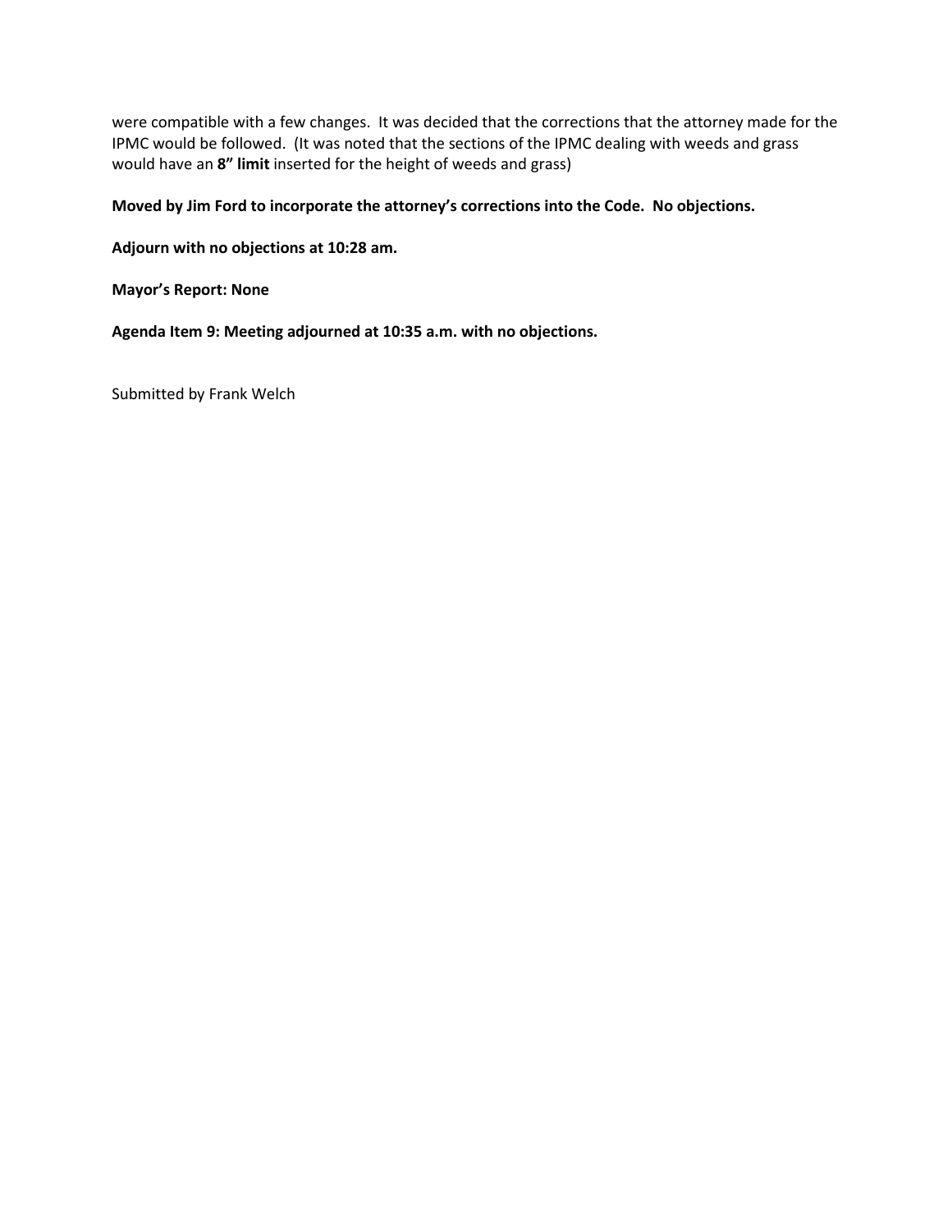were compatible with a few changes. It was decided that the corrections that the attorney made for the IPMC would be followed. (It was noted that the sections of the IPMC dealing with weeds and grass would have an **8" limit** inserted for the height of weeds and grass)

**Moved by Jim Ford to incorporate the attorney's corrections into the Code. No objections.**

**Adjourn with no objections at 10:28 am.**

**Mayor's Report: None**

**Agenda Item 9: Meeting adjourned at 10:35 a.m. with no objections.**

Submitted by Frank Welch